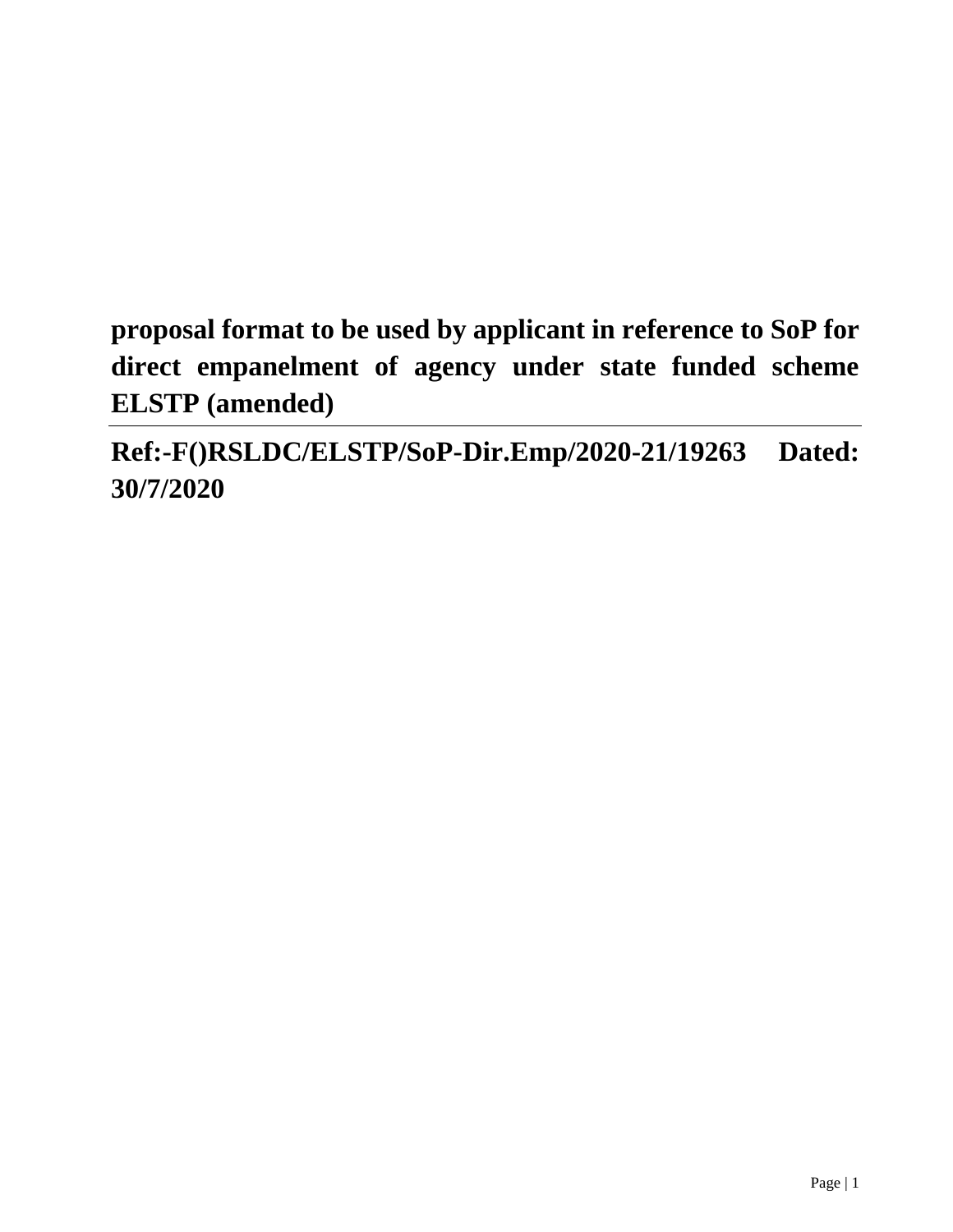# proposal format to be used by applicant in reference to SoP for direct empanelment of agency under state funded scheme ELSTP (amended)

---

## Ref:-F()RSLDC/ELSTP/SoP-Dir.Emp/2020-21/19263 Dated: 30/7/2020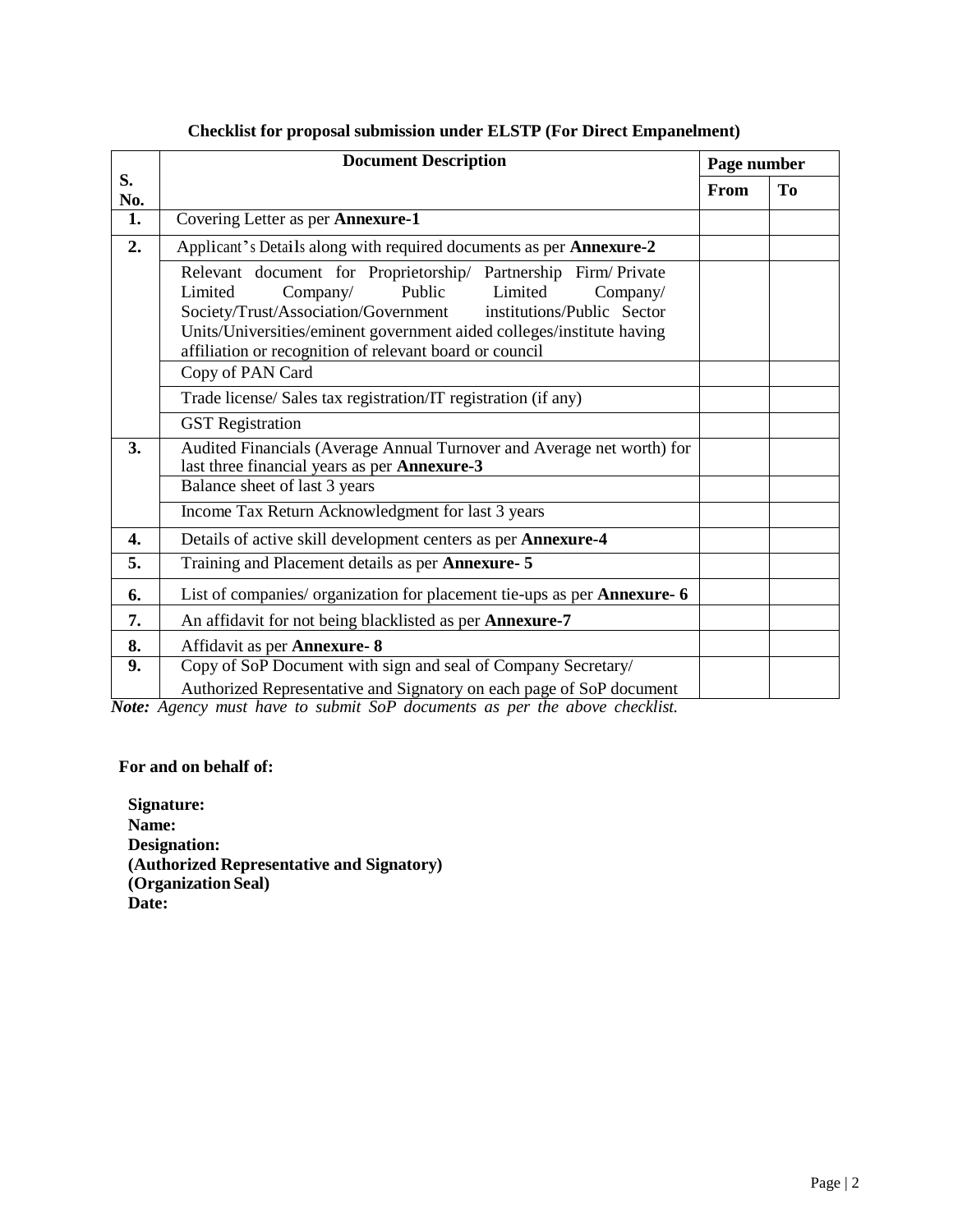**Checklist for proposal submission under ELSTP (For Direct Empanelment)**

| S. No. | Document Description | Page number | |
|---|---|---|---|
| | | **From** | **To** |
| **1.** | Covering Letter as per **Annexure-1** | | |
| **2.** | Applicant's Details along with required documents as per **Annexure-2** | | |
| | Relevant document for Proprietorship/ Partnership Firm/ Private Limited Company/ Public Limited Company/ Society/Trust/Association/Government institutions/Public Sector Units/Universities/eminent government aided colleges/institute having affiliation or recognition of relevant board or council | | |
| | Copy of PAN Card | | |
| | Trade license/ Sales tax registration/IT registration (if any) | | |
| | GST Registration | | |
| **3.** | Audited Financials (Average Annual Turnover and Average net worth) for last three financial years as per **Annexure-3** | | |
| | Balance sheet of last 3 years | | |
| | Income Tax Return Acknowledgment for last 3 years | | |
| **4.** | Details of active skill development centers as per **Annexure-4** | | |
| **5.** | Training and Placement details as per **Annexure- 5** | | |
| **6.** | List of companies/ organization for placement tie-ups as per **Annexure- 6** | | |
| **7.** | An affidavit for not being blacklisted as per **Annexure-7** | | |
| **8.** | Affidavit as per **Annexure- 8** | | |
| **9.** | Copy of SoP Document with sign and seal of Company Secretary/ Authorized Representative and Signatory on each page of SoP document | | |

***Note:*** *Agency must have to submit SoP documents as per the above checklist.*

**For and on behalf of:**

**Signature:**
**Name:**
**Designation:**
**(Authorized Representative and Signatory)**
**(Organization Seal)**
**Date:**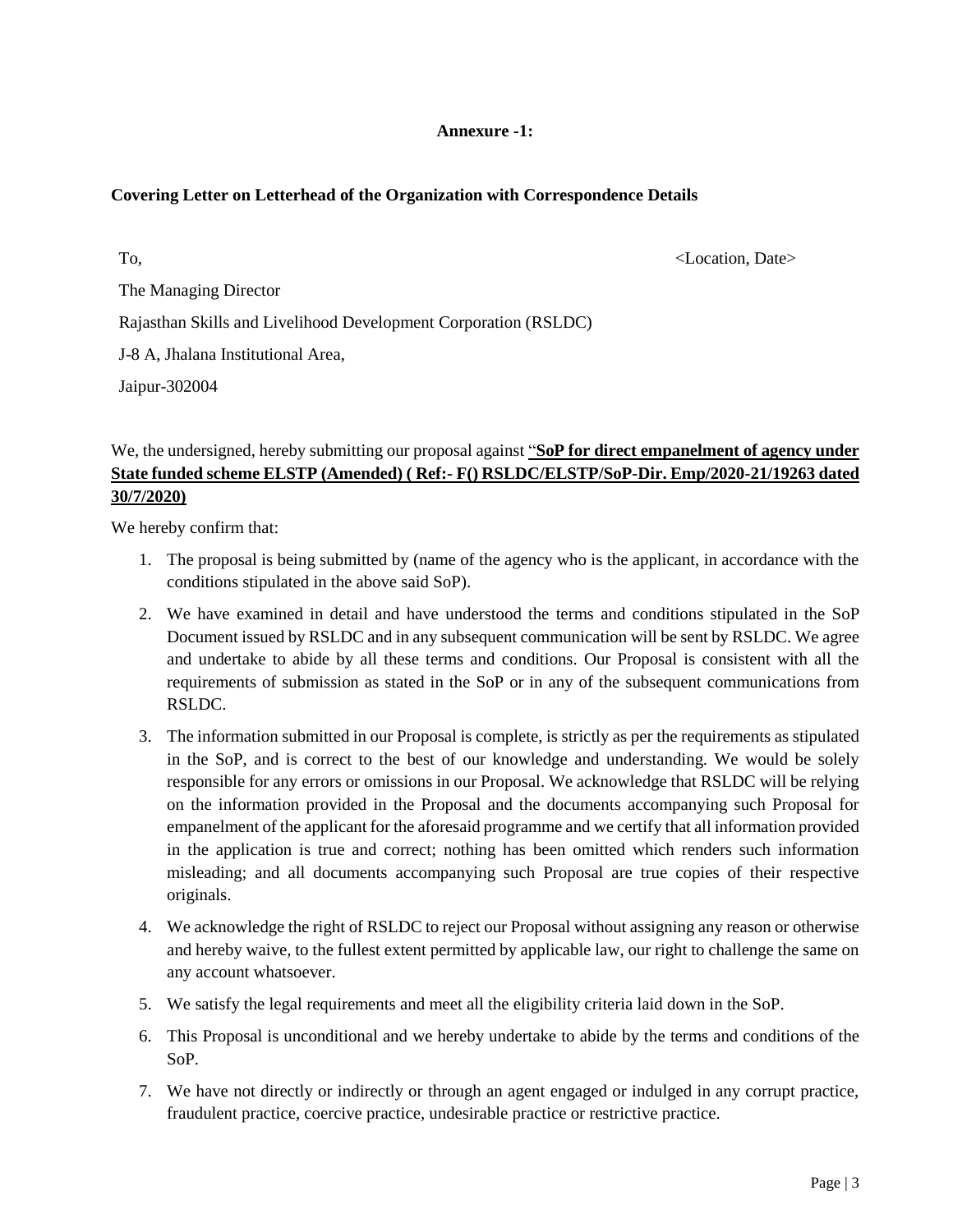**Annexure -1:**

**Covering Letter on Letterhead of the Organization with Correspondence Details**

To, <Location, Date>

The Managing Director

Rajasthan Skills and Livelihood Development Corporation (RSLDC)

J-8 A, Jhalana Institutional Area,

Jaipur-302004

We, the undersigned, hereby submitting our proposal against "**SoP for direct empanelment of agency under State funded scheme ELSTP (Amended) ( Ref:- F() RSLDC/ELSTP/SoP-Dir. Emp/2020-21/19263 dated 30/7/2020)**

We hereby confirm that:

1. The proposal is being submitted by (name of the agency who is the applicant, in accordance with the conditions stipulated in the above said SoP).
2. We have examined in detail and have understood the terms and conditions stipulated in the SoP Document issued by RSLDC and in any subsequent communication will be sent by RSLDC. We agree and undertake to abide by all these terms and conditions. Our Proposal is consistent with all the requirements of submission as stated in the SoP or in any of the subsequent communications from RSLDC.
3. The information submitted in our Proposal is complete, is strictly as per the requirements as stipulated in the SoP, and is correct to the best of our knowledge and understanding. We would be solely responsible for any errors or omissions in our Proposal. We acknowledge that RSLDC will be relying on the information provided in the Proposal and the documents accompanying such Proposal for empanelment of the applicant for the aforesaid programme and we certify that all information provided in the application is true and correct; nothing has been omitted which renders such information misleading; and all documents accompanying such Proposal are true copies of their respective originals.
4. We acknowledge the right of RSLDC to reject our Proposal without assigning any reason or otherwise and hereby waive, to the fullest extent permitted by applicable law, our right to challenge the same on any account whatsoever.
5. We satisfy the legal requirements and meet all the eligibility criteria laid down in the SoP.
6. This Proposal is unconditional and we hereby undertake to abide by the terms and conditions of the SoP.
7. We have not directly or indirectly or through an agent engaged or indulged in any corrupt practice, fraudulent practice, coercive practice, undesirable practice or restrictive practice.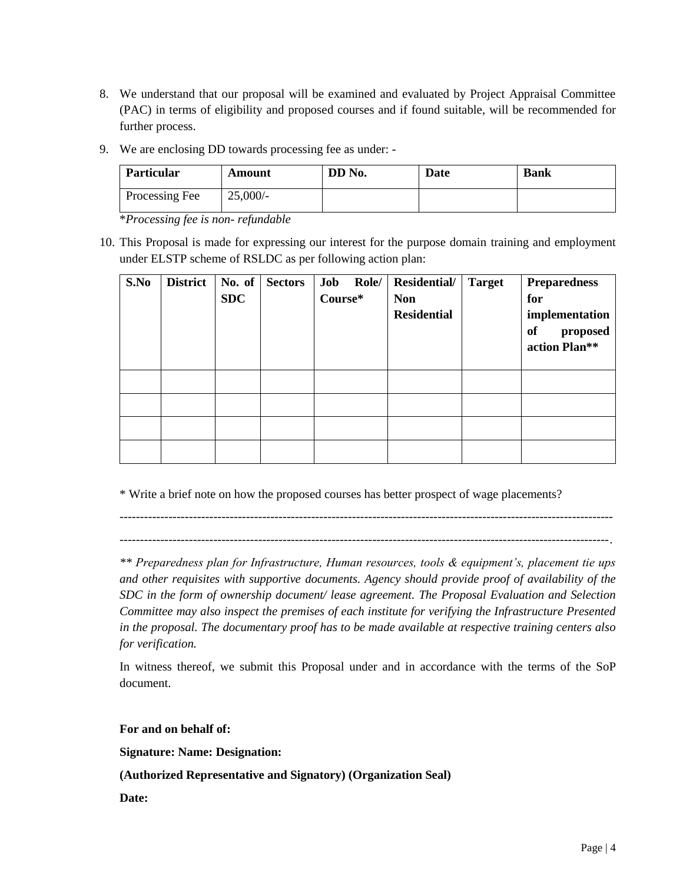8. We understand that our proposal will be examined and evaluated by Project Appraisal Committee (PAC) in terms of eligibility and proposed courses and if found suitable, will be recommended for further process.

9. We are enclosing DD towards processing fee as under: -

| **Particular** | **Amount** | **DD No.** | **Date** | **Bank** |
|---|---|---|---|---|
| Processing Fee | 25,000/- | | | |

*\*Processing fee is non- refundable*

10. This Proposal is made for expressing our interest for the purpose domain training and employment under ELSTP scheme of RSLDC as per following action plan:

| **S.No** | **District** | **No. of SDC** | **Sectors** | **Job Role/ Course\*** | **Residential/ Non Residential** | **Target** | **Preparedness for implementation of proposed action Plan\*\*** |
|---|---|---|---|---|---|---|---|
| | | | | | | | |
| | | | | | | | |
| | | | | | | | |
| | | | | | | | |

\* Write a brief note on how the proposed courses has better prospect of wage placements?

-----------------------------------------------------------------------------------------------------------------------

-----------------------------------------------------------------------------------------------------------------------.

*\*\* Preparedness plan for Infrastructure, Human resources, tools & equipment's, placement tie ups and other requisites with supportive documents. Agency should provide proof of availability of the SDC in the form of ownership document/ lease agreement. The Proposal Evaluation and Selection Committee may also inspect the premises of each institute for verifying the Infrastructure Presented in the proposal. The documentary proof has to be made available at respective training centers also for verification.*

In witness thereof, we submit this Proposal under and in accordance with the terms of the SoP document.

**For and on behalf of:**

**Signature: Name: Designation:**

**(Authorized Representative and Signatory) (Organization Seal)**

**Date:**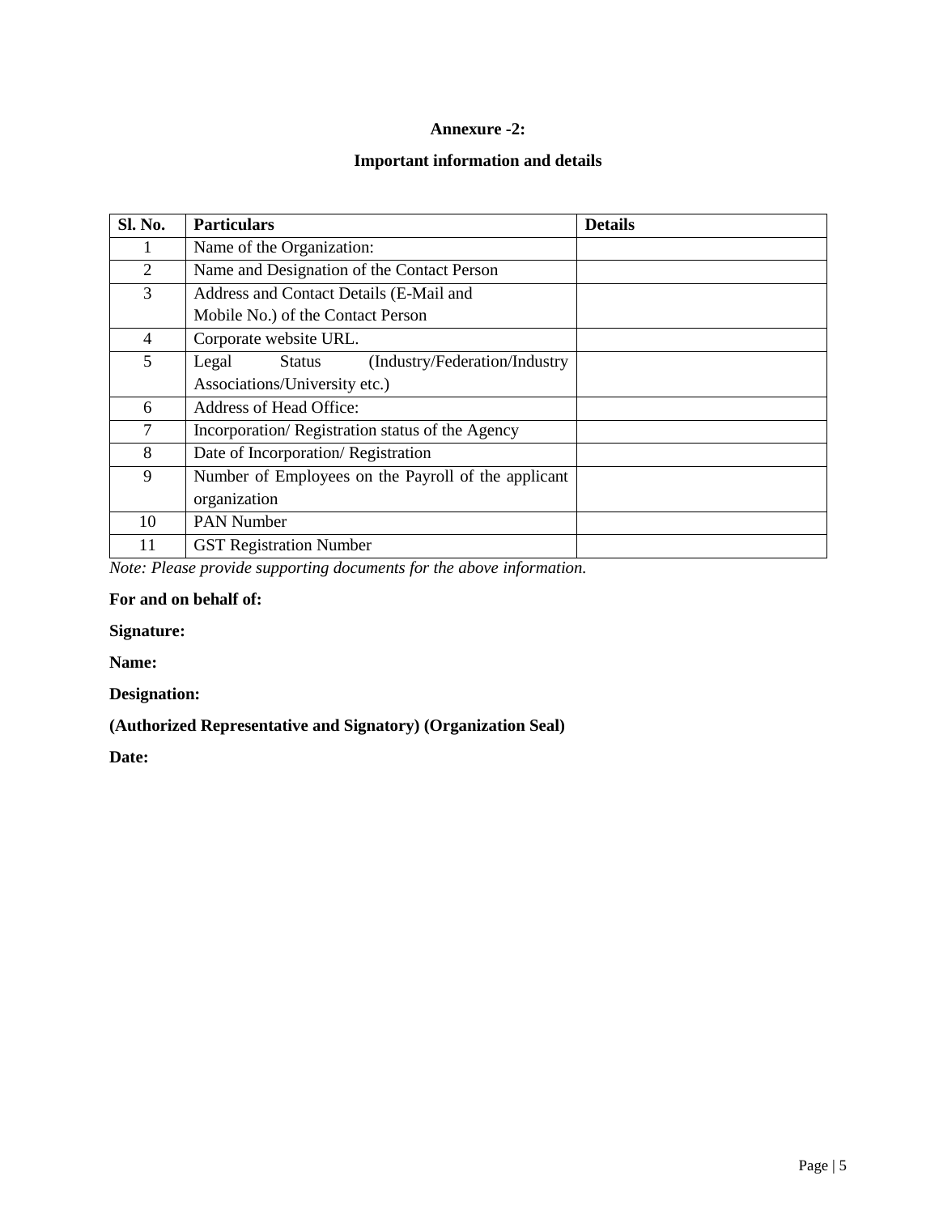**Annexure -2:**

**Important information and details**

| Sl. No. | Particulars | Details |
|---|---|---|
| 1 | Name of the Organization: | |
| 2 | Name and Designation of the Contact Person | |
| 3 | Address and Contact Details (E-Mail and Mobile No.) of the Contact Person | |
| 4 | Corporate website URL. | |
| 5 | Legal Status (Industry/Federation/Industry Associations/University etc.) | |
| 6 | Address of Head Office: | |
| 7 | Incorporation/ Registration status of the Agency | |
| 8 | Date of Incorporation/ Registration | |
| 9 | Number of Employees on the Payroll of the applicant organization | |
| 10 | PAN Number | |
| 11 | GST Registration Number | |

*Note: Please provide supporting documents for the above information.*

**For and on behalf of:**

**Signature:**

**Name:**

**Designation:**

**(Authorized Representative and Signatory) (Organization Seal)**

**Date:**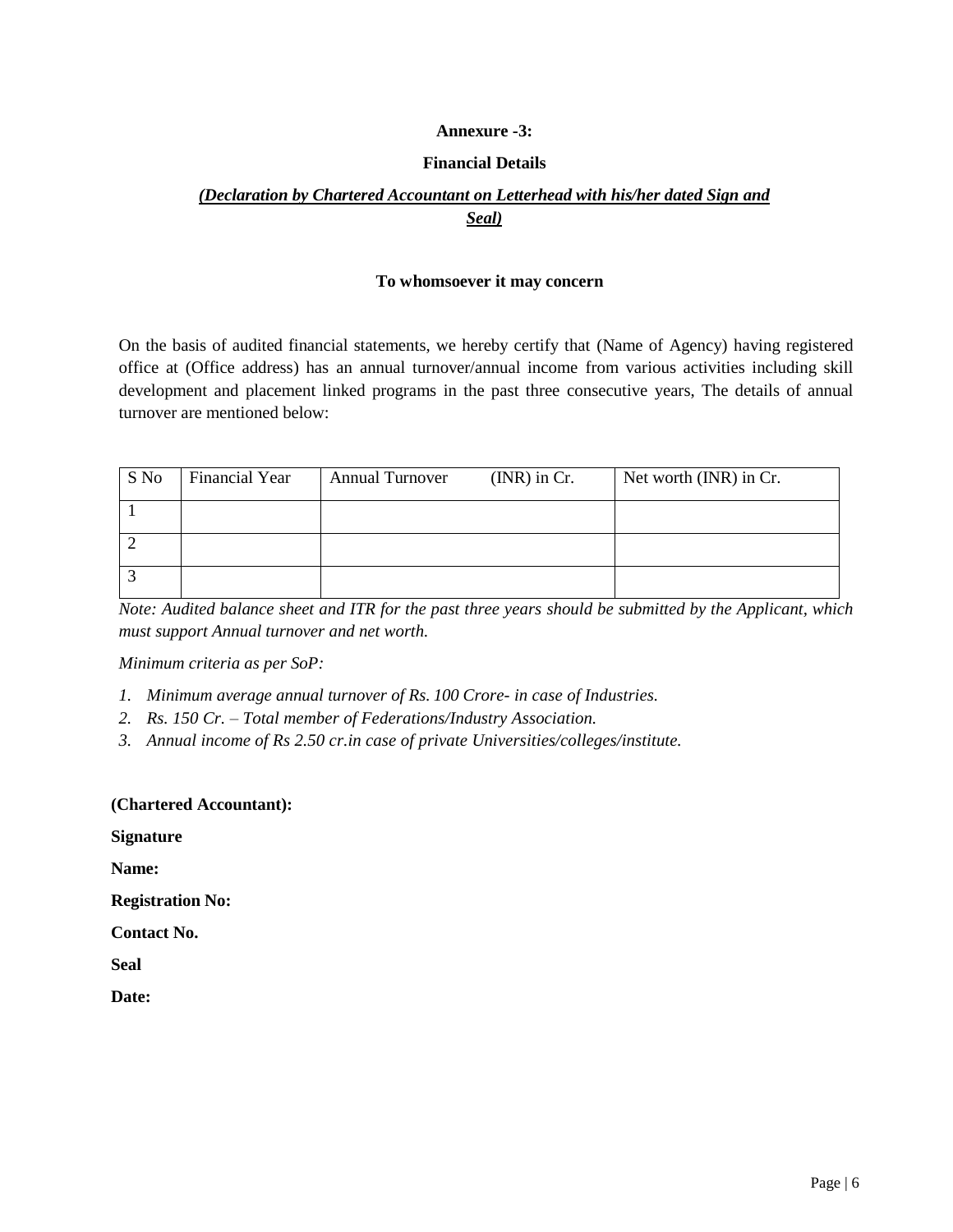**Annexure -3:**

**Financial Details**

***<u>(Declaration by Chartered Accountant on Letterhead with his/her dated Sign and Seal)</u>***

**To whomsoever it may concern**

On the basis of audited financial statements, we hereby certify that (Name of Agency) having registered office at (Office address) has an annual turnover/annual income from various activities including skill development and placement linked programs in the past three consecutive years, The details of annual turnover are mentioned below:

| S No | Financial Year | Annual Turnover (INR) in Cr. | Net worth (INR) in Cr. |
|---|---|---|---|
| 1 | | | |
| 2 | | | |
| 3 | | | |

*Note: Audited balance sheet and ITR for the past three years should be submitted by the Applicant, which must support Annual turnover and net worth.*

*Minimum criteria as per SoP:*

1. *Minimum average annual turnover of Rs. 100 Crore- in case of Industries.*
2. *Rs. 150 Cr. – Total member of Federations/Industry Association.*
3. *Annual income of Rs 2.50 cr.in case of private Universities/colleges/institute.*

**(Chartered Accountant):**

**Signature**

**Name:**

**Registration No:**

**Contact No.**

**Seal**

**Date:**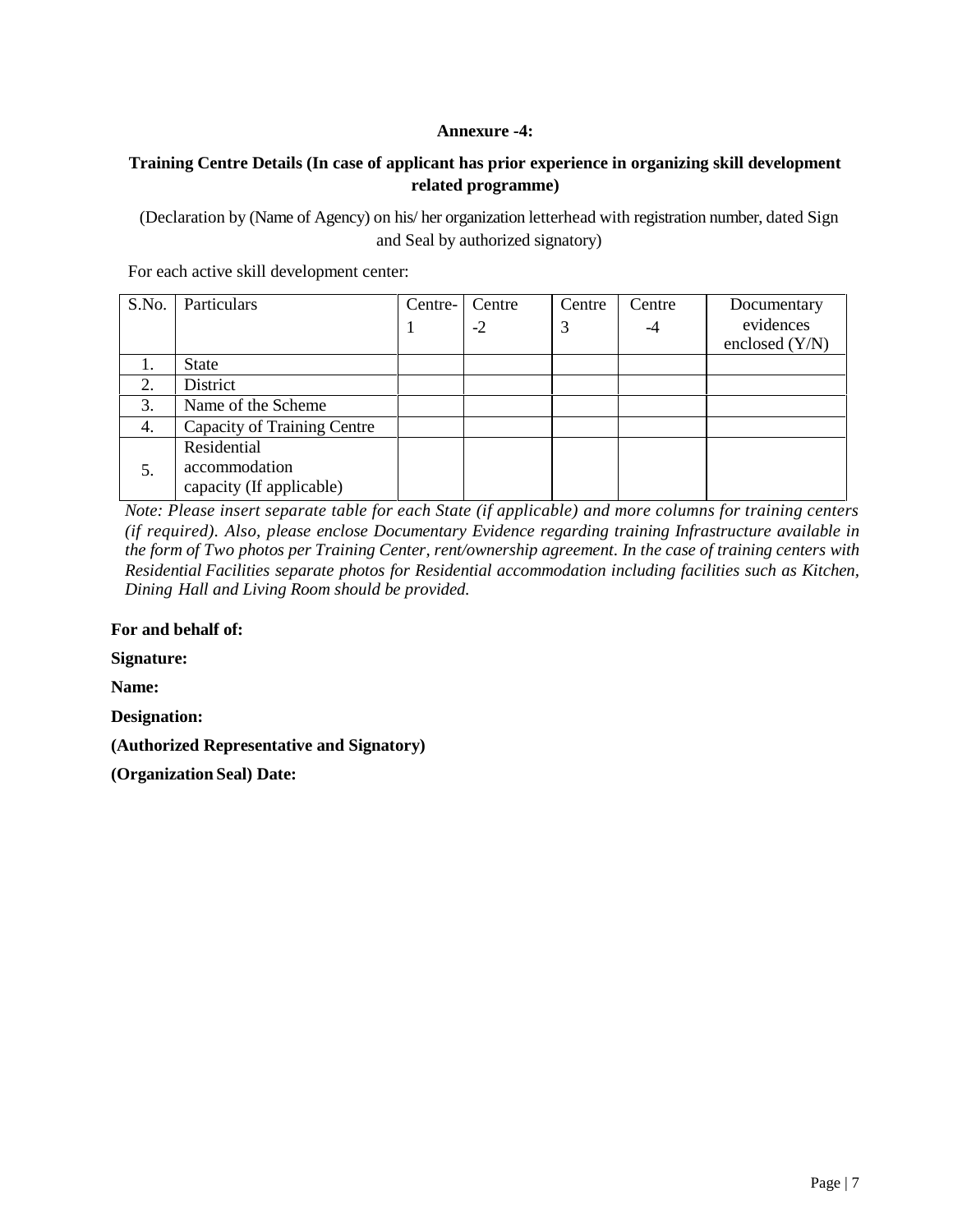**Annexure -4:**

**Training Centre Details (In case of applicant has prior experience in organizing skill development related programme)**

(Declaration by (Name of Agency) on his/ her organization letterhead with registration number, dated Sign and Seal by authorized signatory)

For each active skill development center:

| S.No. | Particulars | Centre-1 | Centre -2 | Centre 3 | Centre -4 | Documentary evidences enclosed (Y/N) |
|---|---|---|---|---|---|---|
| 1. | State | | | | | |
| 2. | District | | | | | |
| 3. | Name of the Scheme | | | | | |
| 4. | Capacity of Training Centre | | | | | |
| 5. | Residential accommodation capacity (If applicable) | | | | | |

*Note: Please insert separate table for each State (if applicable) and more columns for training centers (if required). Also, please enclose Documentary Evidence regarding training Infrastructure available in the form of Two photos per Training Center, rent/ownership agreement. In the case of training centers with Residential Facilities separate photos for Residential accommodation including facilities such as Kitchen, Dining Hall and Living Room should be provided.*

**For and behalf of:**

**Signature:**

**Name:**

**Designation:**

**(Authorized Representative and Signatory)**

**(Organization Seal) Date:**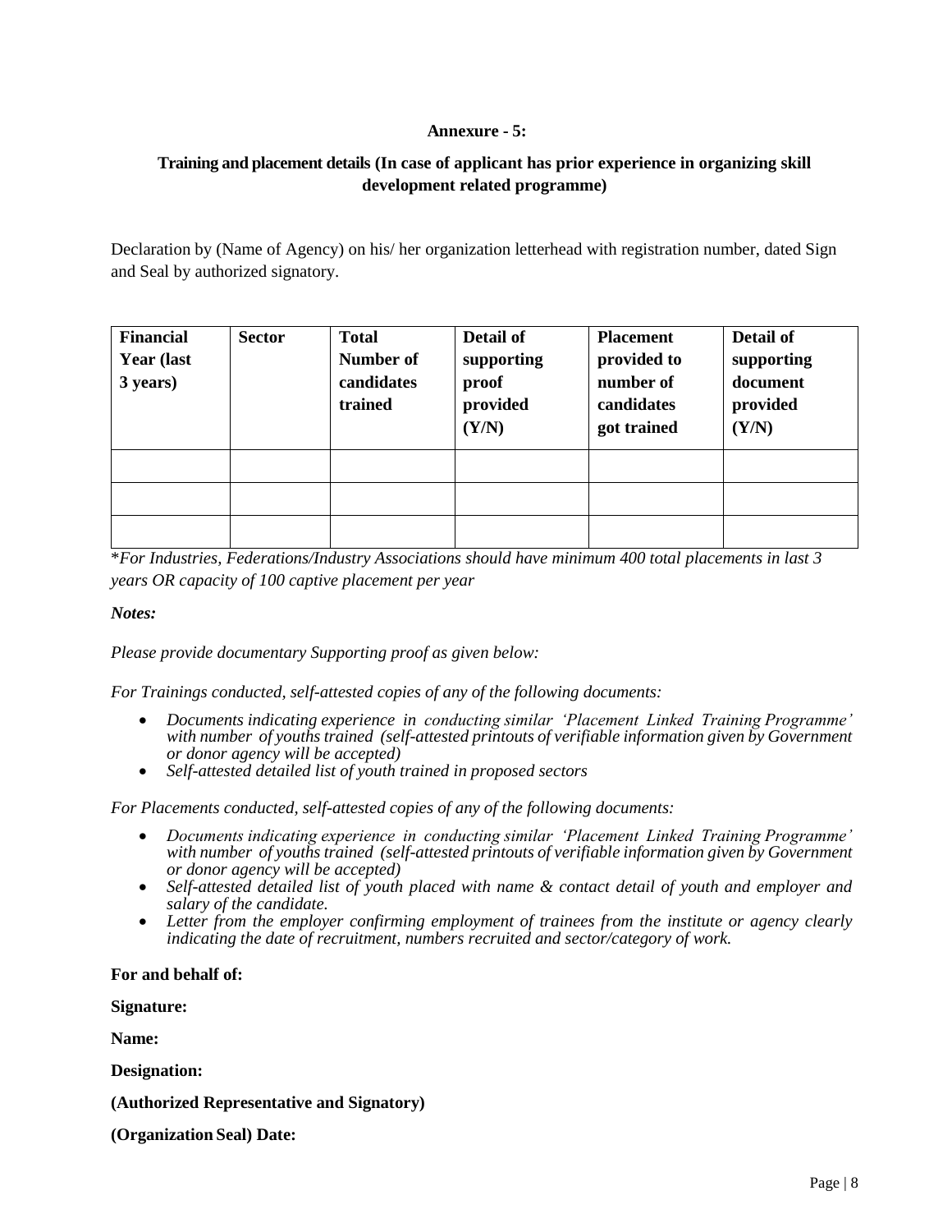**Annexure - 5:**

**Training and placement details (In case of applicant has prior experience in organizing skill development related programme)**

Declaration by (Name of Agency) on his/ her organization letterhead with registration number, dated Sign and Seal by authorized signatory.

| **Financial Year (last 3 years)** | **Sector** | **Total Number of candidates trained** | **Detail of supporting proof provided (Y/N)** | **Placement provided to number of candidates got trained** | **Detail of supporting document provided (Y/N)** |
|---|---|---|---|---|---|
| | | | | | |
| | | | | | |
| | | | | | |

*\*For Industries, Federations/Industry Associations should have minimum 400 total placements in last 3 years OR capacity of 100 captive placement per year*

***Notes:***

*Please provide documentary Supporting proof as given below:*

*For Trainings conducted, self-attested copies of any of the following documents:*

- *Documents indicating experience in conducting similar 'Placement Linked Training Programme' with number of youths trained (self-attested printouts of verifiable information given by Government or donor agency will be accepted)*
- *Self-attested detailed list of youth trained in proposed sectors*

*For Placements conducted, self-attested copies of any of the following documents:*

- *Documents indicating experience in conducting similar 'Placement Linked Training Programme' with number of youths trained (self-attested printouts of verifiable information given by Government or donor agency will be accepted)*
- *Self-attested detailed list of youth placed with name & contact detail of youth and employer and salary of the candidate.*
- *Letter from the employer confirming employment of trainees from the institute or agency clearly indicating the date of recruitment, numbers recruited and sector/category of work.*

**For and behalf of:**

**Signature:**

**Name:**

**Designation:**

**(Authorized Representative and Signatory)**

**(Organization Seal) Date:**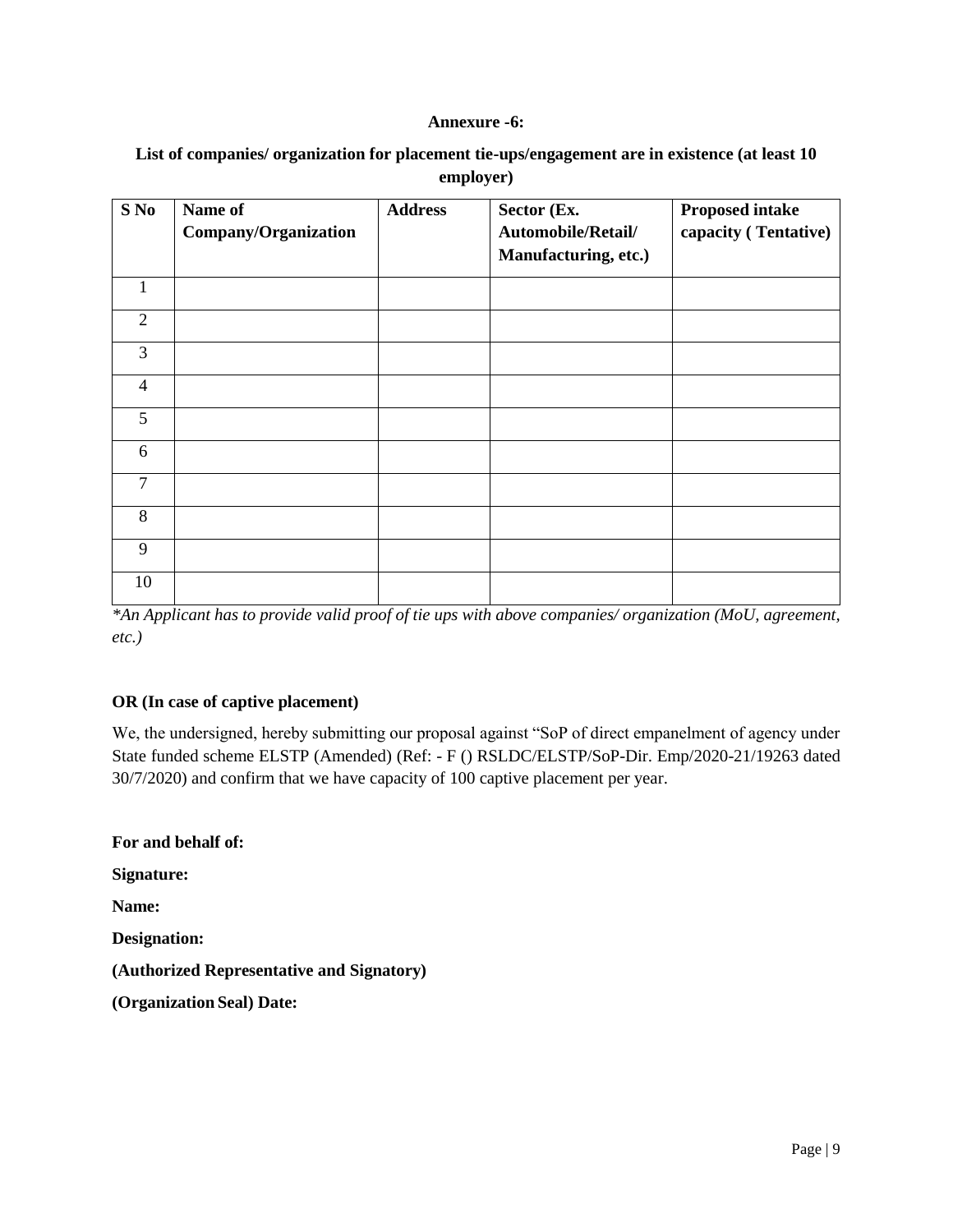**Annexure -6:**

**List of companies/ organization for placement tie-ups/engagement are in existence (at least 10 employer)**

| S No | Name of Company/Organization | Address | Sector (Ex. Automobile/Retail/ Manufacturing, etc.) | Proposed intake capacity ( Tentative) |
|---|---|---|---|---|
| 1 | | | | |
| 2 | | | | |
| 3 | | | | |
| 4 | | | | |
| 5 | | | | |
| 6 | | | | |
| 7 | | | | |
| 8 | | | | |
| 9 | | | | |
| 10 | | | | |

*\*An Applicant has to provide valid proof of tie ups with above companies/ organization (MoU, agreement, etc.)*

**OR (In case of captive placement)**

We, the undersigned, hereby submitting our proposal against "SoP of direct empanelment of agency under State funded scheme ELSTP (Amended) (Ref: - F () RSLDC/ELSTP/SoP-Dir. Emp/2020-21/19263 dated 30/7/2020) and confirm that we have capacity of 100 captive placement per year.

**For and behalf of:**

**Signature:**

**Name:**

**Designation:**

**(Authorized Representative and Signatory)**

**(Organization Seal) Date:**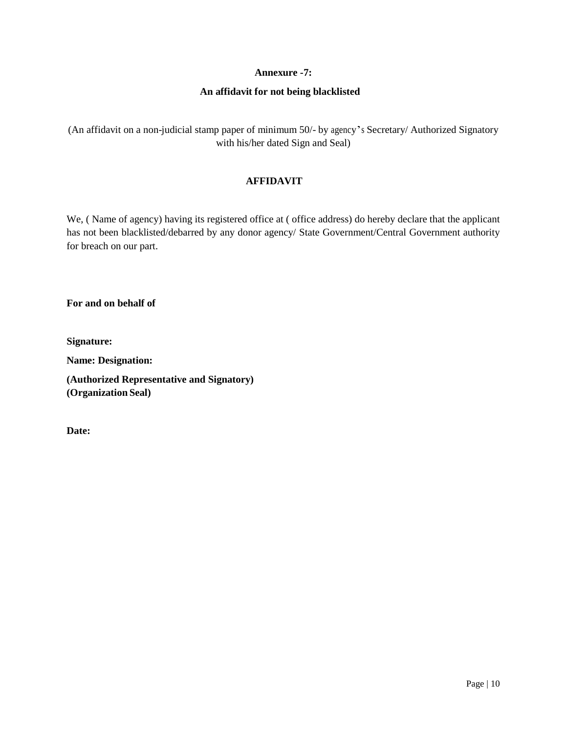**Annexure -7:**

**An affidavit for not being blacklisted**

(An affidavit on a non-judicial stamp paper of minimum 50/- by agency's Secretary/ Authorized Signatory with his/her dated Sign and Seal)

**AFFIDAVIT**

We, ( Name of agency) having its registered office at ( office address) do hereby declare that the applicant has not been blacklisted/debarred by any donor agency/ State Government/Central Government authority for breach on our part.

**For and on behalf of**

**Signature:**

**Name: Designation:**

**(Authorized Representative and Signatory)**
**(Organization Seal)**

**Date:**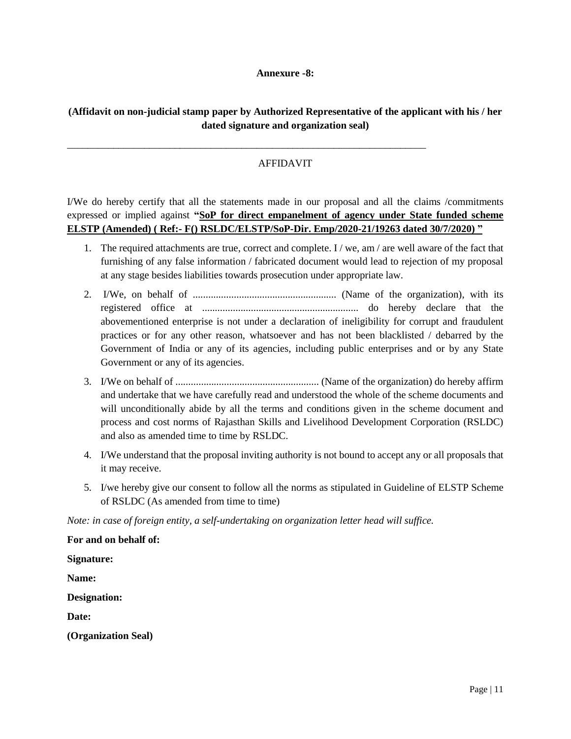**Annexure -8:**

**(Affidavit on non-judicial stamp paper by Authorized Representative of the applicant with his / her dated signature and organization seal)**

---

AFFIDAVIT

I/We do hereby certify that all the statements made in our proposal and all the claims /commitments expressed or implied against **"<u>SoP for direct empanelment of agency under State funded scheme ELSTP (Amended) ( Ref:- F() RSLDC/ELSTP/SoP-Dir. Emp/2020-21/19263 dated 30/7/2020) "</u>**

1. The required attachments are true, correct and complete. I / we, am / are well aware of the fact that furnishing of any false information / fabricated document would lead to rejection of my proposal at any stage besides liabilities towards prosecution under appropriate law.
2. I/We, on behalf of ........................................................ (Name of the organization), with its registered office at ............................................................. do hereby declare that the abovementioned enterprise is not under a declaration of ineligibility for corrupt and fraudulent practices or for any other reason, whatsoever and has not been blacklisted / debarred by the Government of India or any of its agencies, including public enterprises and or by any State Government or any of its agencies.
3. I/We on behalf of ........................................................ (Name of the organization) do hereby affirm and undertake that we have carefully read and understood the whole of the scheme documents and will unconditionally abide by all the terms and conditions given in the scheme document and process and cost norms of Rajasthan Skills and Livelihood Development Corporation (RSLDC) and also as amended time to time by RSLDC.
4. I/We understand that the proposal inviting authority is not bound to accept any or all proposals that it may receive.
5. I/we hereby give our consent to follow all the norms as stipulated in Guideline of ELSTP Scheme of RSLDC (As amended from time to time)

*Note: in case of foreign entity, a self-undertaking on organization letter head will suffice.*

**For and on behalf of:**

**Signature:**

**Name:**

**Designation:**

**Date:**

**(Organization Seal)**